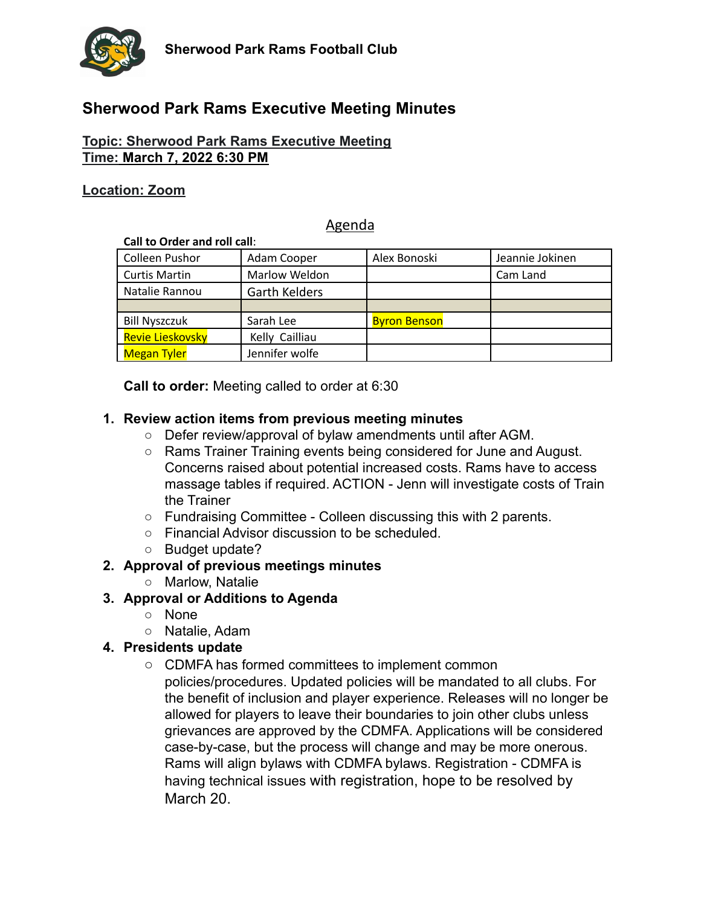Sherwood Park Rams Football Club

# Sherwood Park Rams Executive Meeting Minutes

**Topic: Sherwood Park Rams Executive Meeting**
**Time: March 7, 2022 6:30 PM**

**Location: Zoom**

## Agenda

**Call to Order and roll call**:

| Colleen Pushor | Adam Cooper | Alex Bonoski | Jeannie Jokinen |
|---|---|---|---|
| Curtis Martin | Marlow Weldon | | Cam Land |
| Natalie Rannou | Garth Kelders | | |
| | | | |
| Bill Nyszczuk | Sarah Lee | Byron Benson | |
| Revie Lieskovsky | Kelly Cailliau | | |
| Megan Tyler | Jennifer wolfe | | |

**Call to order:** Meeting called to order at 6:30

1. **Review action items from previous meeting minutes**
   - Defer review/approval of bylaw amendments until after AGM.
   - Rams Trainer Training events being considered for June and August. Concerns raised about potential increased costs. Rams have to access massage tables if required. ACTION - Jenn will investigate costs of Train the Trainer
   - Fundraising Committee - Colleen discussing this with 2 parents.
   - Financial Advisor discussion to be scheduled.
   - Budget update?
2. **Approval of previous meetings minutes**
   - Marlow, Natalie
3. **Approval or Additions to Agenda**
   - None
   - Natalie, Adam
4. **Presidents update**
   - CDMFA has formed committees to implement common policies/procedures. Updated policies will be mandated to all clubs. For the benefit of inclusion and player experience. Releases will no longer be allowed for players to leave their boundaries to join other clubs unless grievances are approved by the CDMFA. Applications will be considered case-by-case, but the process will change and may be more onerous. Rams will align bylaws with CDMFA bylaws. Registration - CDMFA is having technical issues with registration, hope to be resolved by March 20.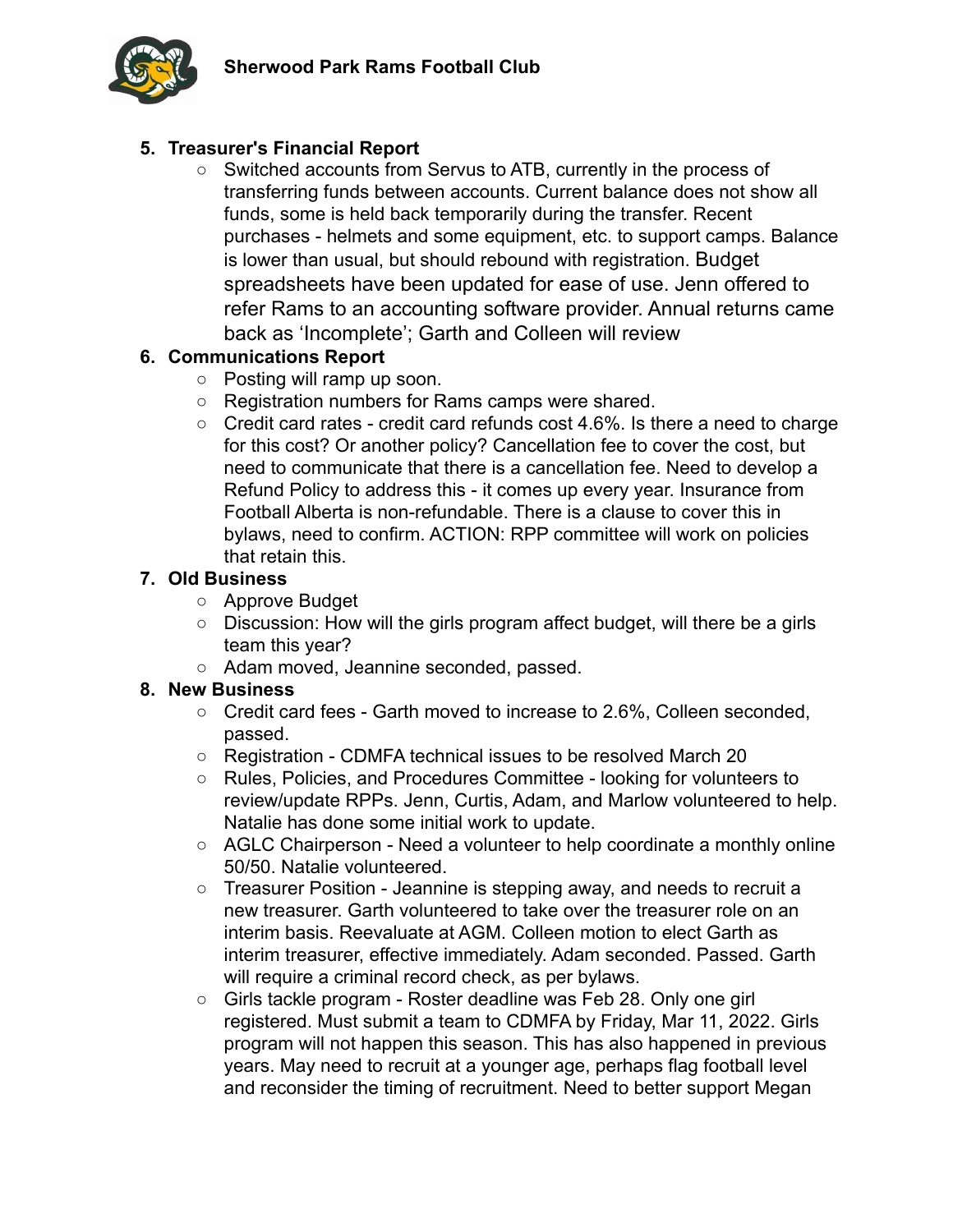5. **Treasurer's Financial Report**
   - Switched accounts from Servus to ATB, currently in the process of transferring funds between accounts. Current balance does not show all funds, some is held back temporarily during the transfer. Recent purchases - helmets and some equipment, etc. to support camps. Balance is lower than usual, but should rebound with registration. Budget spreadsheets have been updated for ease of use. Jenn offered to refer Rams to an accounting software provider. Annual returns came back as 'Incomplete'; Garth and Colleen will review
6. **Communications Report**
   - Posting will ramp up soon.
   - Registration numbers for Rams camps were shared.
   - Credit card rates - credit card refunds cost 4.6%. Is there a need to charge for this cost? Or another policy? Cancellation fee to cover the cost, but need to communicate that there is a cancellation fee. Need to develop a Refund Policy to address this - it comes up every year. Insurance from Football Alberta is non-refundable. There is a clause to cover this in bylaws, need to confirm. ACTION: RPP committee will work on policies that retain this.
7. **Old Business**
   - Approve Budget
   - Discussion: How will the girls program affect budget, will there be a girls team this year?
   - Adam moved, Jeannine seconded, passed.
8. **New Business**
   - Credit card fees - Garth moved to increase to 2.6%, Colleen seconded, passed.
   - Registration - CDMFA technical issues to be resolved March 20
   - Rules, Policies, and Procedures Committee - looking for volunteers to review/update RPPs. Jenn, Curtis, Adam, and Marlow volunteered to help. Natalie has done some initial work to update.
   - AGLC Chairperson - Need a volunteer to help coordinate a monthly online 50/50. Natalie volunteered.
   - Treasurer Position - Jeannine is stepping away, and needs to recruit a new treasurer. Garth volunteered to take over the treasurer role on an interim basis. Reevaluate at AGM. Colleen motion to elect Garth as interim treasurer, effective immediately. Adam seconded. Passed. Garth will require a criminal record check, as per bylaws.
   - Girls tackle program - Roster deadline was Feb 28. Only one girl registered. Must submit a team to CDMFA by Friday, Mar 11, 2022. Girls program will not happen this season. This has also happened in previous years. May need to recruit at a younger age, perhaps flag football level and reconsider the timing of recruitment. Need to better support Megan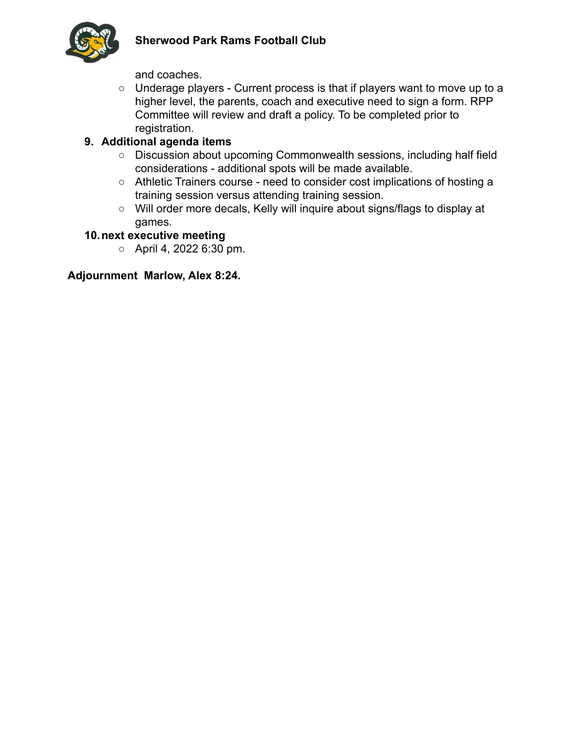and coaches.

  - Underage players - Current process is that if players want to move up to a higher level, the parents, coach and executive need to sign a form. RPP Committee will review and draft a policy. To be completed prior to registration.

9. **Additional agenda items**
   - Discussion about upcoming Commonwealth sessions, including half field considerations - additional spots will be made available.
   - Athletic Trainers course - need to consider cost implications of hosting a training session versus attending training session.
   - Will order more decals, Kelly will inquire about signs/flags to display at games.

10. **next executive meeting**
    - April 4, 2022 6:30 pm.

**Adjournment Marlow, Alex 8:24.**